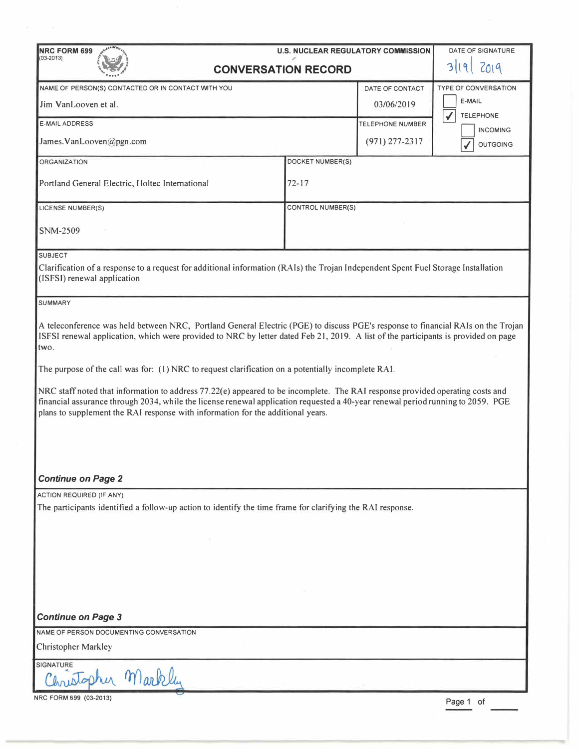**NRC FORM 699**
(03-2013)

**U.S. NUCLEAR REGULATORY COMMISSION**

# CONVERSATION RECORD

DATE OF SIGNATURE: 3/19/2019

| NAME OF PERSON(S) CONTACTED OR IN CONTACT WITH YOU | DATE OF CONTACT | TYPE OF CONVERSATION |
|---|---|---|
| Jim VanLooven et al. | 03/06/2019 | ☐ E-MAIL ☑ TELEPHONE |
| **E-MAIL ADDRESS** | **TELEPHONE NUMBER** | ☐ INCOMING |
| James.VanLooven@pgn.com | (971) 277-2317 | ☑ OUTGOING |

| ORGANIZATION | DOCKET NUMBER(S) |
|---|---|
| Portland General Electric, Holtec International | 72-17 |
| **LICENSE NUMBER(S)** | **CONTROL NUMBER(S)** |
| SNM-2509 | |

**SUBJECT**

Clarification of a response to a request for additional information (RAIs) the Trojan Independent Spent Fuel Storage Installation (ISFSI) renewal application

**SUMMARY**

A teleconference was held between NRC, Portland General Electric (PGE) to discuss PGE's response to financial RAIs on the Trojan ISFSI renewal application, which were provided to NRC by letter dated Feb 21, 2019. A list of the participants is provided on page two.

The purpose of the call was for: (1) NRC to request clarification on a potentially incomplete RAI.

NRC staff noted that information to address 77.22(e) appeared to be incomplete. The RAI response provided operating costs and financial assurance through 2034, while the license renewal application requested a 40-year renewal period running to 2059. PGE plans to supplement the RAI response with information for the additional years.

***Continue on Page 2***

**ACTION REQUIRED (IF ANY)**

The participants identified a follow-up action to identify the time frame for clarifying the RAI response.

***Continue on Page 3***

**NAME OF PERSON DOCUMENTING CONVERSATION**

Christopher Markley

**SIGNATURE**

Christopher Markley

NRC FORM 699 (03-2013)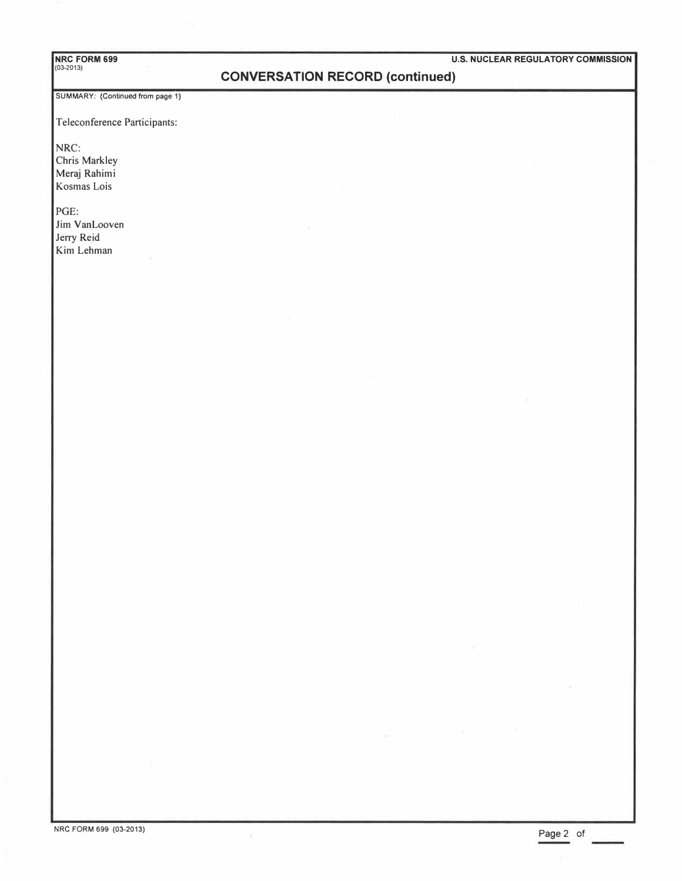NRC FORM 699
(03-2013)

U.S. NUCLEAR REGULATORY COMMISSION

# CONVERSATION RECORD (continued)

SUMMARY: (Continued from page 1)

Teleconference Participants:

NRC:
Chris Markley
Meraj Rahimi
Kosmas Lois

PGE:
Jim VanLooven
Jerry Reid
Kim Lehman